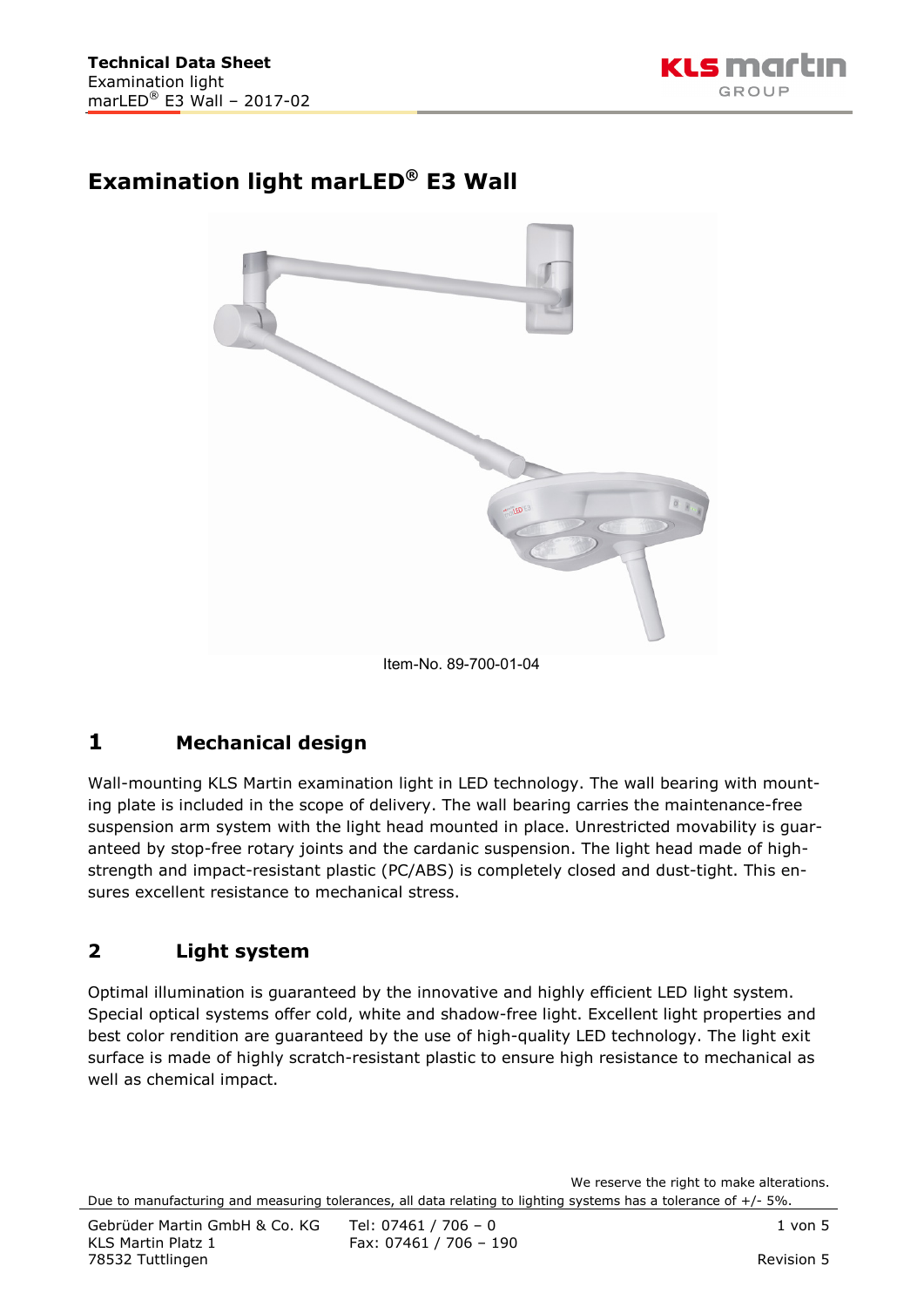# Examination light marLED® E3 Wall

Item-No. 89-700-01-04

## 1 Mechanical design

Wall-mounting KLS Martin examination light in LED technology. The wall bearing with mounting plate is included in the scope of delivery. The wall bearing carries the maintenance-free suspension arm system with the light head mounted in place. Unrestricted movability is guaranteed by stop-free rotary joints and the cardanic suspension. The light head made of high-strength and impact-resistant plastic (PC/ABS) is completely closed and dust-tight. This ensures excellent resistance to mechanical stress.

## 2 Light system

Optimal illumination is guaranteed by the innovative and highly efficient LED light system. Special optical systems offer cold, white and shadow-free light. Excellent light properties and best color rendition are guaranteed by the use of high-quality LED technology. The light exit surface is made of highly scratch-resistant plastic to ensure high resistance to mechanical as well as chemical impact.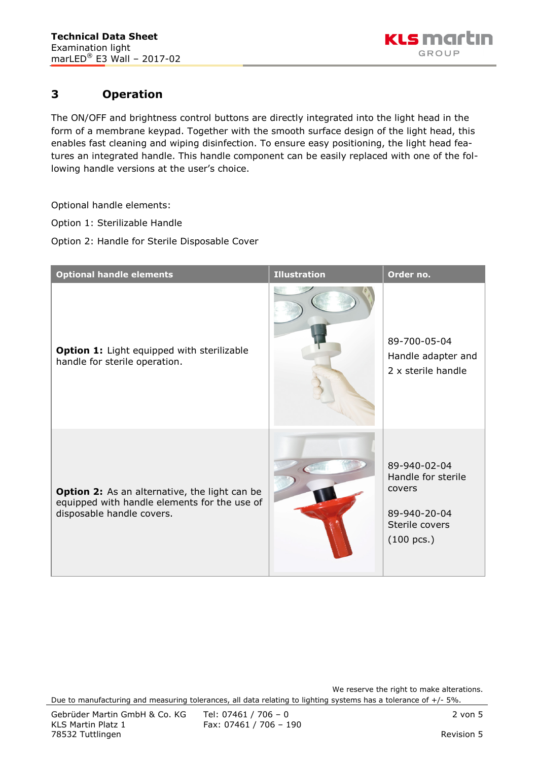# 3 Operation

The ON/OFF and brightness control buttons are directly integrated into the light head in the form of a membrane keypad. Together with the smooth surface design of the light head, this enables fast cleaning and wiping disinfection. To ensure easy positioning, the light head features an integrated handle. This handle component can be easily replaced with one of the following handle versions at the user's choice.

Optional handle elements:

Option 1: Sterilizable Handle

Option 2: Handle for Sterile Disposable Cover

| Optional handle elements | Illustration | Order no. |
|---|---|---|
| **Option 1:** Light equipped with sterilizable handle for sterile operation. | | 89-700-05-04 Handle adapter and 2 x sterile handle |
| **Option 2:** As an alternative, the light can be equipped with handle elements for the use of disposable handle covers. | | 89-940-02-04 Handle for sterile covers<br><br>89-940-20-04 Sterile covers (100 pcs.) |

We reserve the right to make alterations.
Due to manufacturing and measuring tolerances, all data relating to lighting systems has a tolerance of +/- 5%.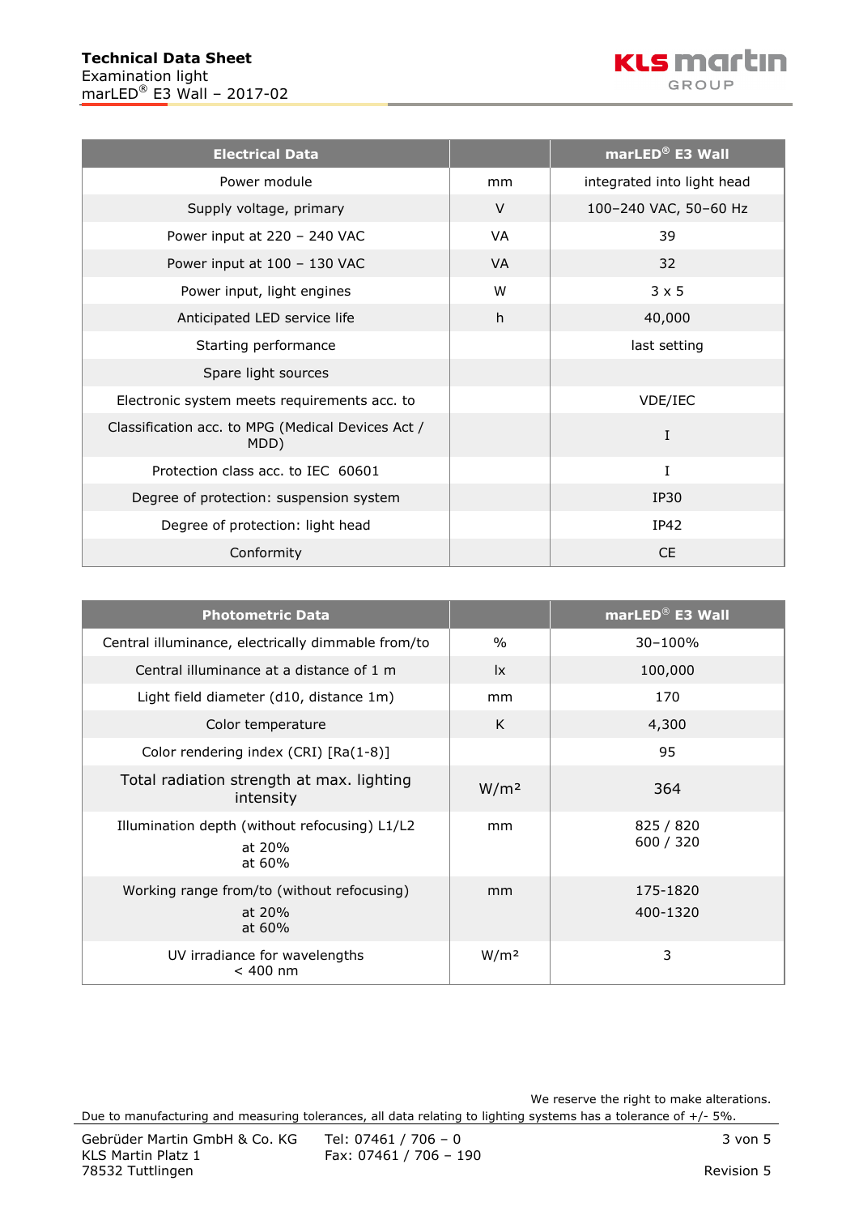| Electrical Data | | marLED® E3 Wall |
|---|---|---|
| Power module | mm | integrated into light head |
| Supply voltage, primary | V | 100–240 VAC, 50–60 Hz |
| Power input at 220 – 240 VAC | VA | 39 |
| Power input at 100 – 130 VAC | VA | 32 |
| Power input, light engines | W | 3 x 5 |
| Anticipated LED service life | h | 40,000 |
| Starting performance | | last setting |
| Spare light sources | | |
| Electronic system meets requirements acc. to | | VDE/IEC |
| Classification acc. to MPG (Medical Devices Act / MDD) | | I |
| Protection class acc. to IEC 60601 | | I |
| Degree of protection: suspension system | | IP30 |
| Degree of protection: light head | | IP42 |
| Conformity | | CE |

| Photometric Data | | marLED® E3 Wall |
|---|---|---|
| Central illuminance, electrically dimmable from/to | % | 30–100% |
| Central illuminance at a distance of 1 m | lx | 100,000 |
| Light field diameter (d10, distance 1m) | mm | 170 |
| Color temperature | K | 4,300 |
| Color rendering index (CRI) [Ra(1-8)] | | 95 |
| Total radiation strength at max. lighting intensity | W/m² | 364 |
| Illumination depth (without refocusing) L1/L2<br>at 20%<br>at 60% | mm | 825 / 820<br>600 / 320 |
| Working range from/to (without refocusing)<br>at 20%<br>at 60% | mm | 175-1820<br>400-1320 |
| UV irradiance for wavelengths < 400 nm | W/m² | 3 |

We reserve the right to make alterations.

Due to manufacturing and measuring tolerances, all data relating to lighting systems has a tolerance of +/- 5%.

Gebrüder Martin GmbH & Co. KG
KLS Martin Platz 1
78532 Tuttlingen

Tel: 07461 / 706 – 0
Fax: 07461 / 706 – 190

Revision 5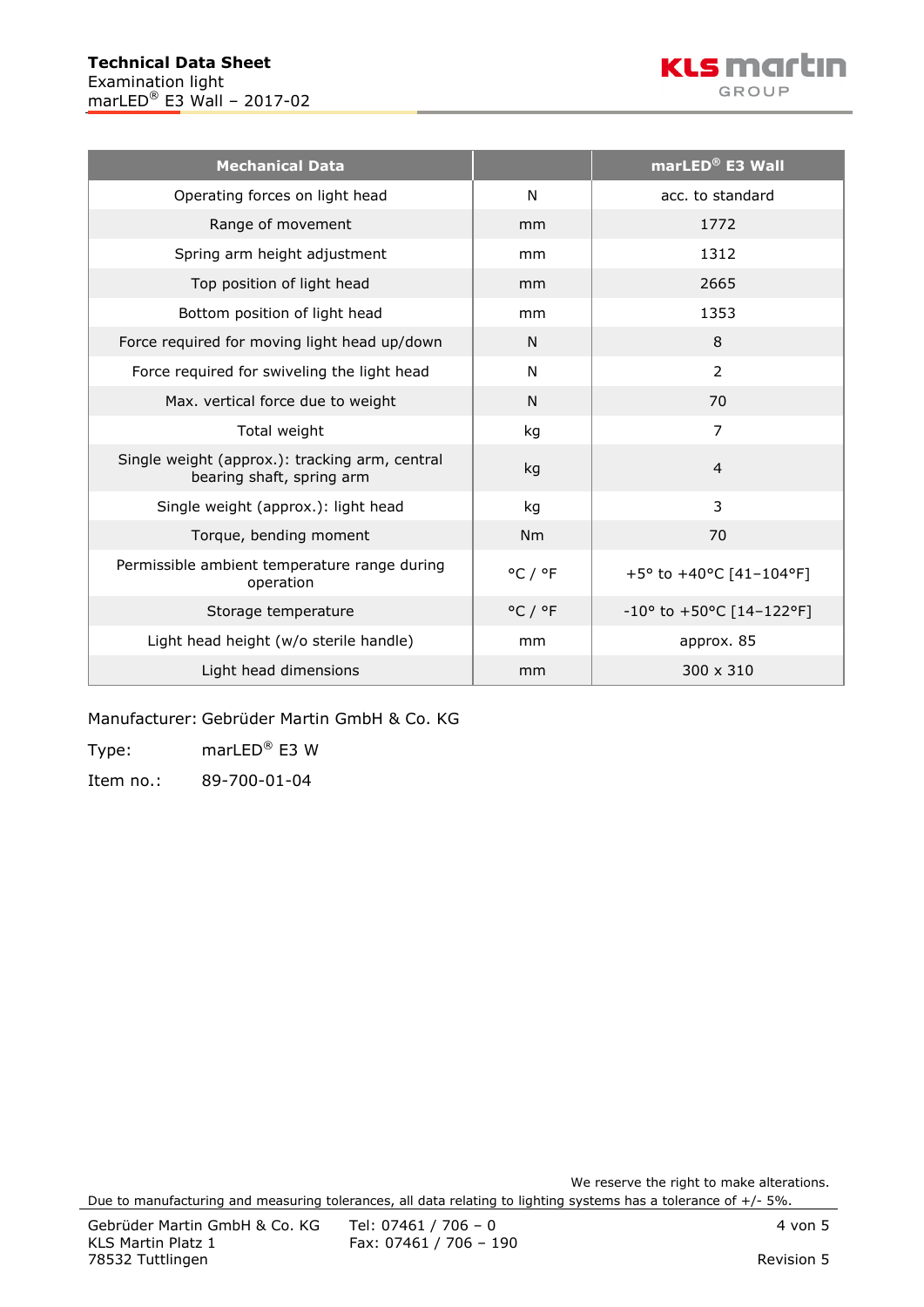| Mechanical Data | | marLED® E3 Wall |
|---|---|---|
| Operating forces on light head | N | acc. to standard |
| Range of movement | mm | 1772 |
| Spring arm height adjustment | mm | 1312 |
| Top position of light head | mm | 2665 |
| Bottom position of light head | mm | 1353 |
| Force required for moving light head up/down | N | 8 |
| Force required for swiveling the light head | N | 2 |
| Max. vertical force due to weight | N | 70 |
| Total weight | kg | 7 |
| Single weight (approx.): tracking arm, central bearing shaft, spring arm | kg | 4 |
| Single weight (approx.): light head | kg | 3 |
| Torque, bending moment | Nm | 70 |
| Permissible ambient temperature range during operation | °C / °F | +5° to +40°C [41–104°F] |
| Storage temperature | °C / °F | -10° to +50°C [14–122°F] |
| Light head height (w/o sterile handle) | mm | approx. 85 |
| Light head dimensions | mm | 300 x 310 |

Manufacturer: Gebrüder Martin GmbH & Co. KG

Type: marLED® E3 W

Item no.: 89-700-01-04

We reserve the right to make alterations.

Due to manufacturing and measuring tolerances, all data relating to lighting systems has a tolerance of +/- 5%.

Gebrüder Martin GmbH & Co. KG
KLS Martin Platz 1
78532 Tuttlingen

Tel: 07461 / 706 – 0
Fax: 07461 / 706 – 190

Revision 5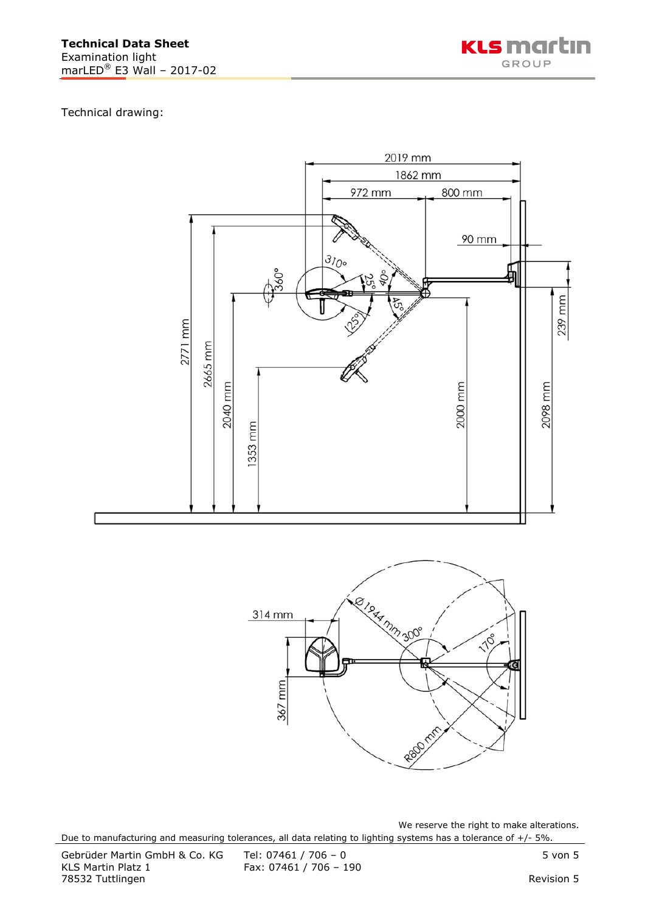Technical drawing:

2019 mm
1862 mm
972 mm
800 mm
90 mm
310°
25°
40°
45°
125°
360°
2771 mm
2665 mm
2040 mm
1353 mm
2000 mm
2098 mm
239 mm

314 mm
367 mm
Ø 1944 mm
300°
170°
R800 mm

We reserve the right to make alterations.

Due to manufacturing and measuring tolerances, all data relating to lighting systems has a tolerance of +/- 5%.

Gebrüder Martin GmbH & Co. KG
KLS Martin Platz 1
78532 Tuttlingen

Tel: 07461 / 706 – 0
Fax: 07461 / 706 – 190

Revision 5